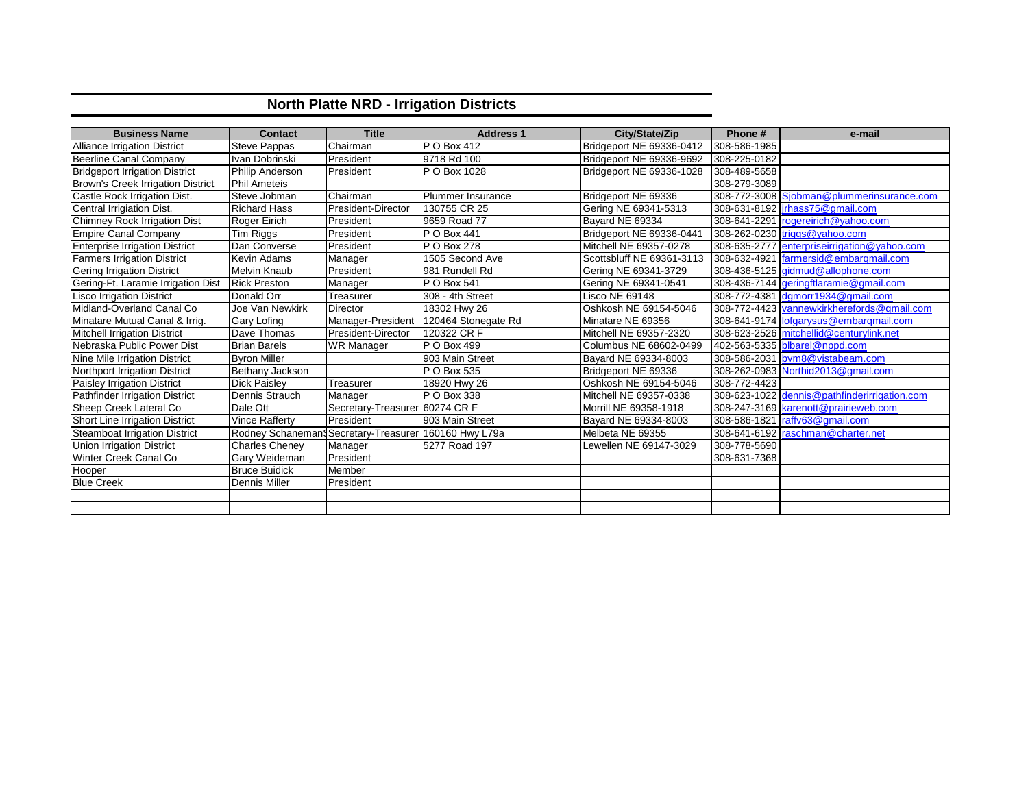# North Platte NRD - Irrigation Districts

| Business Name | Contact | Title | Address 1 | City/State/Zip | Phone # | e-mail |
|---|---|---|---|---|---|---|
| Alliance Irrigation District | Steve Pappas | Chairman | P O Box 412 | Bridgeport NE 69336-0412 | 308-586-1985 | |
| Beerline Canal Company | Ivan Dobrinski | President | 9718 Rd 100 | Bridgeport NE 69336-9692 | 308-225-0182 | |
| Bridgeport Irrigation District | Philip Anderson | President | P O Box 1028 | Bridgeport NE 69336-1028 | 308-489-5658 | |
| Brown's Creek Irrigation District | Phil Ameteis | | | | 308-279-3089 | |
| Castle Rock Irrigation Dist. | Steve Jobman | Chairman | Plummer Insurance | Bridgeport NE 69336 | 308-772-3008 | Sjobman@plummerinsurance.com |
| Central Irrigiation Dist. | Richard Hass | President-Director | 130755 CR 25 | Gering NE 69341-5313 | 308-631-8192 | jrhass75@gmail.com |
| Chimney Rock Irrigation Dist | Roger Eirich | President | 9659 Road 77 | Bayard NE 69334 | 308-641-2291 | rogereirich@yahoo.com |
| Empire Canal Company | Tim Riggs | President | P O Box 441 | Bridgeport NE 69336-0441 | 308-262-0230 | triggs@yahoo.com |
| Enterprise Irrigation District | Dan Converse | President | P O Box 278 | Mitchell NE 69357-0278 | 308-635-2777 | enterpriseirrigation@yahoo.com |
| Farmers Irrigation District | Kevin Adams | Manager | 1505 Second Ave | Scottsbluff NE 69361-3113 | 308-632-4921 | farmersid@embarqmail.com |
| Gering Irrigation District | Melvin Knaub | President | 981 Rundell Rd | Gering NE 69341-3729 | 308-436-5125 | gidmud@allophone.com |
| Gering-Ft. Laramie Irrigation Dist | Rick Preston | Manager | P O Box 541 | Gering NE 69341-0541 | 308-436-7144 | geringftlaramie@gmail.com |
| Lisco Irrigation District | Donald Orr | Treasurer | 308 - 4th Street | Lisco NE 69148 | 308-772-4381 | dgmorr1934@gmail.com |
| Midland-Overland Canal Co | Joe Van Newkirk | Director | 18302 Hwy 26 | Oshkosh NE 69154-5046 | 308-772-4423 | vannewkirkherefords@gmail.com |
| Minatare Mutual Canal & Irrig. | Gary Lofing | Manager-President | 120464 Stonegate Rd | Minatare NE 69356 | 308-641-9174 | lofgarysus@embarqmail.com |
| Mitchell Irrigation District | Dave Thomas | President-Director | 120322 CR F | Mitchell NE 69357-2320 | 308-623-2526 | mitchellid@centurylink.net |
| Nebraska Public Power Dist | Brian Barels | WR Manager | P O Box 499 | Columbus NE 68602-0499 | 402-563-5335 | blbarel@nppd.com |
| Nine Mile Irrigation District | Byron Miller | | 903 Main Street | Bayard NE 69334-8003 | 308-586-2031 | bvm8@vistabeam.com |
| Northport Irrigation District | Bethany Jackson | | P O Box 535 | Bridgeport NE 69336 | 308-262-0983 | Northid2013@gmail.com |
| Paisley Irrigation District | Dick Paisley | Treasurer | 18920 Hwy 26 | Oshkosh NE 69154-5046 | 308-772-4423 | |
| Pathfinder Irrigation District | Dennis Strauch | Manager | P O Box 338 | Mitchell NE 69357-0338 | 308-623-1022 | dennis@pathfinderirrigation.com |
| Sheep Creek Lateral Co | Dale Ott | Secretary-Treasurer | 60274 CR F | Morrill NE 69358-1918 | 308-247-3169 | karenott@prairieweb.com |
| Short Line Irrigation District | Vince Rafferty | President | 903 Main Street | Bayard NE 69334-8003 | 308-586-1821 | raffv63@gmail.com |
| Steamboat Irrigation District | Rodney Schaneman | Secretary-Treasurer | 160160 Hwy L79a | Melbeta NE 69355 | 308-641-6192 | raschman@charter.net |
| Union Irrigation District | Charles Cheney | Manager | 5277 Road 197 | Lewellen NE 69147-3029 | 308-778-5690 | |
| Winter Creek Canal Co | Gary Weideman | President | | | 308-631-7368 | |
| Hooper | Bruce Buidick | Member | | | | |
| Blue Creek | Dennis Miller | President | | | | |
| | | | | | | |
| | | | | | | |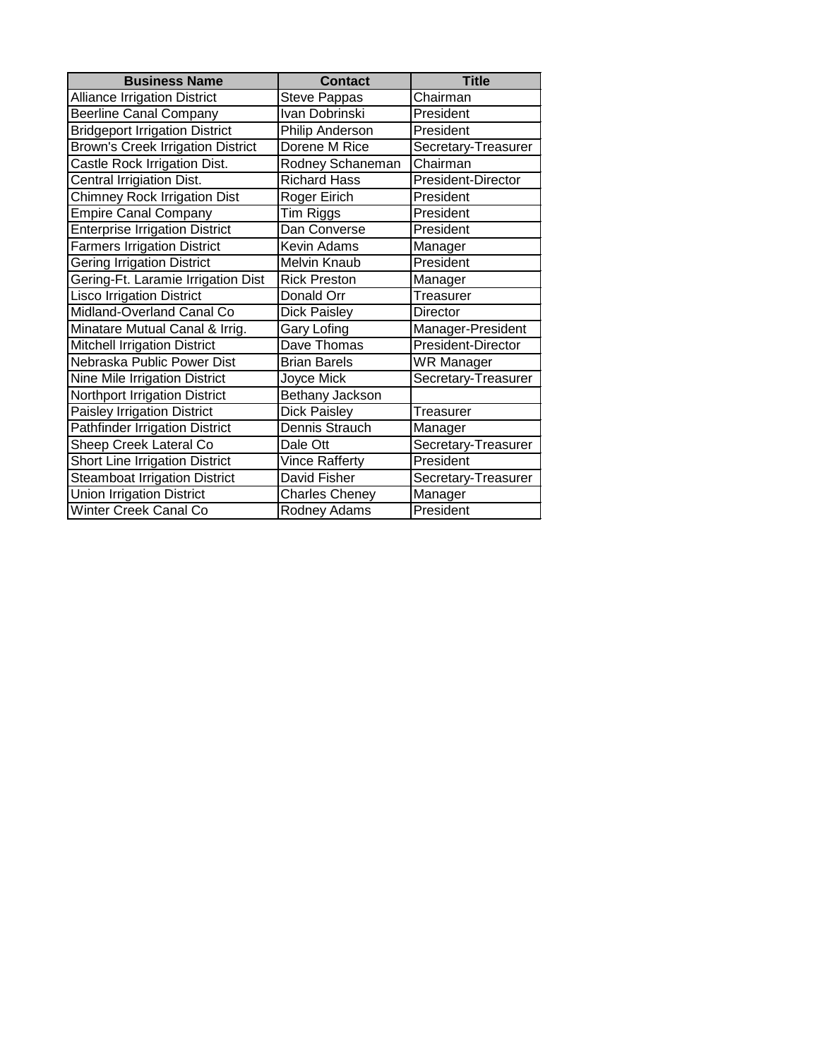| Business Name | Contact | Title |
| --- | --- | --- |
| Alliance Irrigation District | Steve Pappas | Chairman |
| Beerline Canal Company | Ivan Dobrinski | President |
| Bridgeport Irrigation District | Philip Anderson | President |
| Brown's Creek Irrigation District | Dorene M Rice | Secretary-Treasurer |
| Castle Rock Irrigation Dist. | Rodney Schaneman | Chairman |
| Central Irrigiation Dist. | Richard Hass | President-Director |
| Chimney Rock Irrigation Dist | Roger Eirich | President |
| Empire Canal Company | Tim Riggs | President |
| Enterprise Irrigation District | Dan Converse | President |
| Farmers Irrigation District | Kevin Adams | Manager |
| Gering Irrigation District | Melvin Knaub | President |
| Gering-Ft. Laramie Irrigation Dist | Rick Preston | Manager |
| Lisco Irrigation District | Donald Orr | Treasurer |
| Midland-Overland Canal Co | Dick Paisley | Director |
| Minatare Mutual Canal & Irrig. | Gary Lofing | Manager-President |
| Mitchell Irrigation District | Dave Thomas | President-Director |
| Nebraska Public Power Dist | Brian Barels | WR Manager |
| Nine Mile Irrigation District | Joyce Mick | Secretary-Treasurer |
| Northport Irrigation District | Bethany Jackson | |
| Paisley Irrigation District | Dick Paisley | Treasurer |
| Pathfinder Irrigation District | Dennis Strauch | Manager |
| Sheep Creek Lateral Co | Dale Ott | Secretary-Treasurer |
| Short Line Irrigation District | Vince Rafferty | President |
| Steamboat Irrigation District | David Fisher | Secretary-Treasurer |
| Union Irrigation District | Charles Cheney | Manager |
| Winter Creek Canal Co | Rodney Adams | President |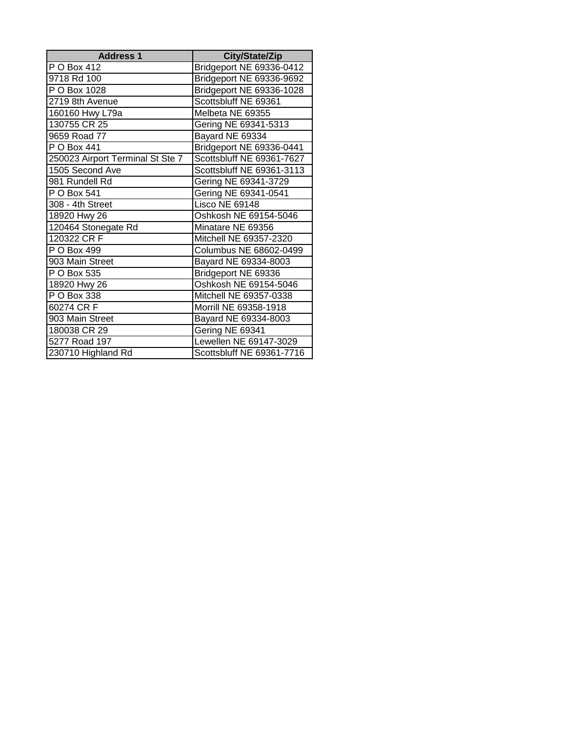| Address 1 | City/State/Zip |
| --- | --- |
| P O Box 412 | Bridgeport NE 69336-0412 |
| 9718 Rd 100 | Bridgeport NE 69336-9692 |
| P O Box 1028 | Bridgeport NE 69336-1028 |
| 2719 8th Avenue | Scottsbluff NE 69361 |
| 160160 Hwy L79a | Melbeta NE 69355 |
| 130755 CR 25 | Gering NE 69341-5313 |
| 9659 Road 77 | Bayard NE 69334 |
| P O Box 441 | Bridgeport NE 69336-0441 |
| 250023 Airport Terminal St Ste 7 | Scottsbluff NE 69361-7627 |
| 1505 Second Ave | Scottsbluff NE 69361-3113 |
| 981 Rundell Rd | Gering NE 69341-3729 |
| P O Box 541 | Gering NE 69341-0541 |
| 308 - 4th Street | Lisco NE 69148 |
| 18920 Hwy 26 | Oshkosh NE 69154-5046 |
| 120464 Stonegate Rd | Minatare NE 69356 |
| 120322 CR F | Mitchell NE 69357-2320 |
| P O Box 499 | Columbus NE 68602-0499 |
| 903 Main Street | Bayard NE 69334-8003 |
| P O Box 535 | Bridgeport NE 69336 |
| 18920 Hwy 26 | Oshkosh NE 69154-5046 |
| P O Box 338 | Mitchell NE 69357-0338 |
| 60274 CR F | Morrill NE 69358-1918 |
| 903 Main Street | Bayard NE 69334-8003 |
| 180038 CR 29 | Gering NE 69341 |
| 5277 Road 197 | Lewellen NE 69147-3029 |
| 230710 Highland Rd | Scottsbluff NE 69361-7716 |